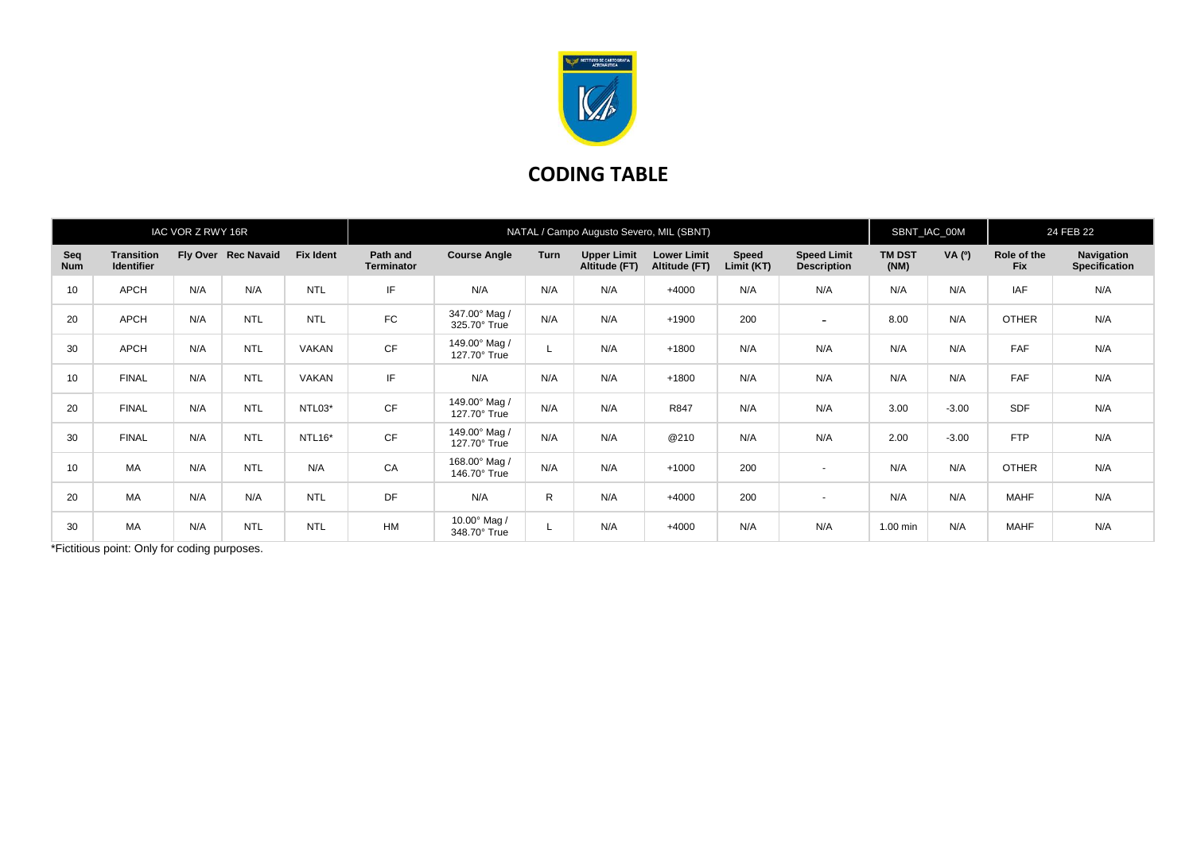# CODING TABLE

| IAC VOR Z RWY 16R | | | | | NATAL / Campo Augusto Severo, MIL (SBNT) | | | | | | | SBNT_IAC_00M | | 24 FEB 22 | |
|---|---|---|---|---|---|---|---|---|---|---|---|---|---|---|---|
| **Seq Num** | **Transition Identifier** | **Fly Over** | **Rec Navaid** | **Fix Ident** | **Path and Terminator** | **Course Angle** | **Turn** | **Upper Limit Altitude (FT)** | **Lower Limit Altitude (FT)** | **Speed Limit (KT)** | **Speed Limit Description** | **TM DST (NM)** | **VA (º)** | **Role of the Fix** | **Navigation Specification** |
| 10 | APCH | N/A | N/A | NTL | IF | N/A | N/A | N/A | +4000 | N/A | N/A | N/A | N/A | IAF | N/A |
| 20 | APCH | N/A | NTL | NTL | FC | 347.00° Mag / 325.70° True | N/A | N/A | +1900 | 200 | - | 8.00 | N/A | OTHER | N/A |
| 30 | APCH | N/A | NTL | VAKAN | CF | 149.00° Mag / 127.70° True | L | N/A | +1800 | N/A | N/A | N/A | N/A | FAF | N/A |
| 10 | FINAL | N/A | NTL | VAKAN | IF | N/A | N/A | N/A | +1800 | N/A | N/A | N/A | N/A | FAF | N/A |
| 20 | FINAL | N/A | NTL | NTL03* | CF | 149.00° Mag / 127.70° True | N/A | N/A | R847 | N/A | N/A | 3.00 | -3.00 | SDF | N/A |
| 30 | FINAL | N/A | NTL | NTL16* | CF | 149.00° Mag / 127.70° True | N/A | N/A | @210 | N/A | N/A | 2.00 | -3.00 | FTP | N/A |
| 10 | MA | N/A | NTL | N/A | CA | 168.00° Mag / 146.70° True | N/A | N/A | +1000 | 200 | - | N/A | N/A | OTHER | N/A |
| 20 | MA | N/A | N/A | NTL | DF | N/A | R | N/A | +4000 | 200 | - | N/A | N/A | MAHF | N/A |
| 30 | MA | N/A | NTL | NTL | HM | 10.00° Mag / 348.70° True | L | N/A | +4000 | N/A | N/A | 1.00 min | N/A | MAHF | N/A |

*Fictitious point: Only for coding purposes.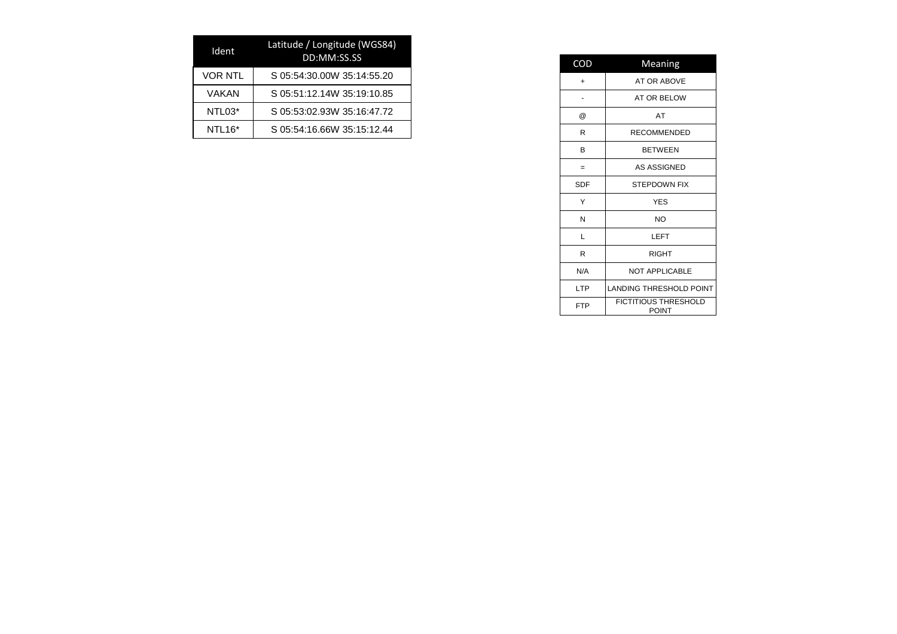| Ident | Latitude / Longitude (WGS84) DD:MM:SS.SS |
|---|---|
| VOR NTL | S 05:54:30.00W 35:14:55.20 |
| VAKAN | S 05:51:12.14W 35:19:10.85 |
| NTL03* | S 05:53:02.93W 35:16:47.72 |
| NTL16* | S 05:54:16.66W 35:15:12.44 |

| COD | Meaning |
|---|---|
| + | AT OR ABOVE |
| - | AT OR BELOW |
| @ | AT |
| R | RECOMMENDED |
| B | BETWEEN |
| = | AS ASSIGNED |
| SDF | STEPDOWN FIX |
| Y | YES |
| N | NO |
| L | LEFT |
| R | RIGHT |
| N/A | NOT APPLICABLE |
| LTP | LANDING THRESHOLD POINT |
| FTP | FICTITIOUS THRESHOLD POINT |